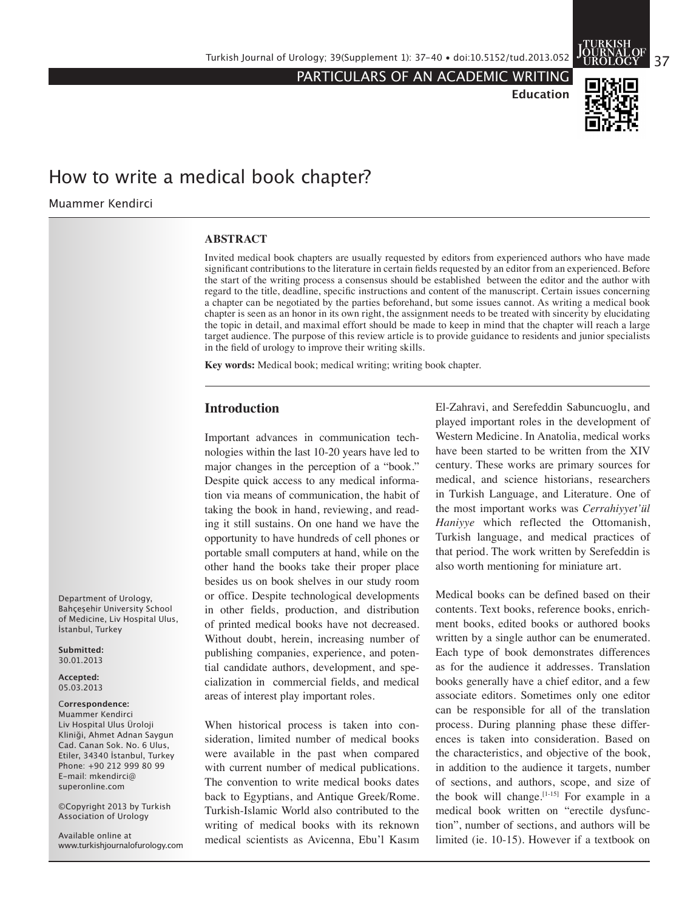PARTICULARS OF AN ACADEMIC WRITING

Education

# How to write a medical book chapter?

Muammer Kendirci

## ABSTRACT

Invited medical book chapters are usually requested by editors from experienced authors who have made significant contributions to the literature in certain fields requested by an editor from an experienced. Before the start of the writing process a consensus should be established between the editor and the author with regard to the title, deadline, specific instructions and content of the manuscript. Certain issues concerning a chapter can be negotiated by the parties beforehand, but some issues cannot. As writing a medical book chapter is seen as an honor in its own right, the assignment needs to be treated with sincerity by elucidating the topic in detail, and maximal effort should be made to keep in mind that the chapter will reach a large target audience. The purpose of this review article is to provide guidance to residents and junior specialists in the field of urology to improve their writing skills.

**Key words:** Medical book; medical writing; writing book chapter.

Department of Urology, Bahçeşehir University School of Medicine, Liv Hospital Ulus, İstanbul, Turkey

**Submitted:** 30.01.2013

**Accepted:** 05.03.2013

**Correspondence:** Muammer Kendirci Liv Hospital Ulus Üroloji Kliniği, Ahmet Adnan Saygun Cad. Canan Sok. No. 6 Ulus, Etiler, 34340 İstanbul, Turkey Phone: +90 212 999 80 99 E-mail: mkendirci@superonline.com

©Copyright 2013 by Turkish Association of Urology

Available online at www.turkishjournalofurology.com

## Introduction

Important advances in communication technologies within the last 10-20 years have led to major changes in the perception of a "book." Despite quick access to any medical information via means of communication, the habit of taking the book in hand, reviewing, and reading it still sustains. On one hand we have the opportunity to have hundreds of cell phones or portable small computers at hand, while on the other hand the books take their proper place besides us on book shelves in our study room or office. Despite technological developments in other fields, production, and distribution of printed medical books have not decreased. Without doubt, herein, increasing number of publishing companies, experience, and potential candidate authors, development, and specialization in commercial fields, and medical areas of interest play important roles.

When historical process is taken into consideration, limited number of medical books were available in the past when compared with current number of medical publications. The convention to write medical books dates back to Egyptians, and Antique Greek/Rome. Turkish-Islamic World also contributed to the writing of medical books with its reknown medical scientists as Avicenna, Ebu'l Kasım El-Zahravi, and Serefeddin Sabuncuoglu, and played important roles in the development of Western Medicine. In Anatolia, medical works have been started to be written from the XIV century. These works are primary sources for medical, and science historians, researchers in Turkish Language, and Literature. One of the most important works was *Cerrahiyyet'ül Haniyye* which reflected the Ottomanish, Turkish language, and medical practices of that period. The work written by Serefeddin is also worth mentioning for miniature art.

Medical books can be defined based on their contents. Text books, reference books, enrichment books, edited books or authored books written by a single author can be enumerated. Each type of book demonstrates differences as for the audience it addresses. Translation books generally have a chief editor, and a few associate editors. Sometimes only one editor can be responsible for all of the translation process. During planning phase these differences is taken into consideration. Based on the characteristics, and objective of the book, in addition to the audience it targets, number of sections, and authors, scope, and size of the book will change.[1-15] For example in a medical book written on "erectile dysfunction", number of sections, and authors will be limited (ie. 10-15). However if a textbook on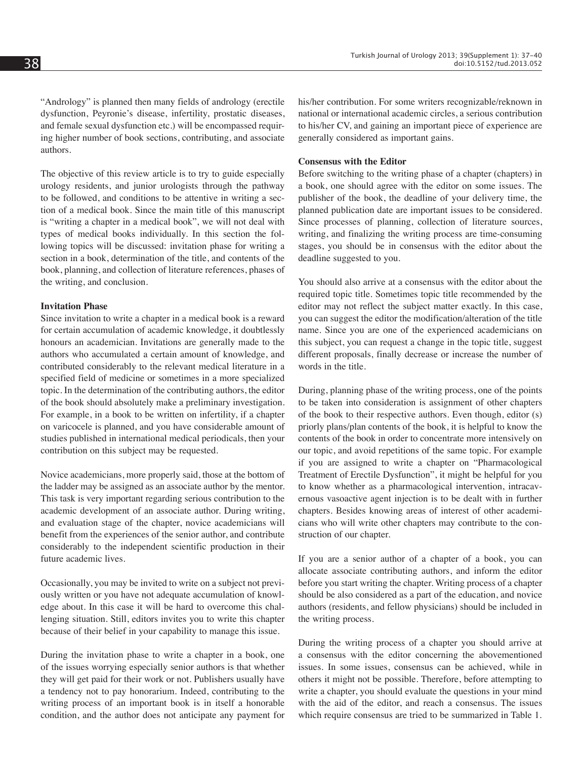"Andrology" is planned then many fields of andrology (erectile dysfunction, Peyronie's disease, infertility, prostatic diseases, and female sexual dysfunction etc.) will be encompassed requiring higher number of book sections, contributing, and associate authors.

The objective of this review article is to try to guide especially urology residents, and junior urologists through the pathway to be followed, and conditions to be attentive in writing a section of a medical book. Since the main title of this manuscript is "writing a chapter in a medical book", we will not deal with types of medical books individually. In this section the following topics will be discussed: invitation phase for writing a section in a book, determination of the title, and contents of the book, planning, and collection of literature references, phases of the writing, and conclusion.

**Invitation Phase**

Since invitation to write a chapter in a medical book is a reward for certain accumulation of academic knowledge, it doubtlessly honours an academician. Invitations are generally made to the authors who accumulated a certain amount of knowledge, and contributed considerably to the relevant medical literature in a specified field of medicine or sometimes in a more specialized topic. In the determination of the contributing authors, the editor of the book should absolutely make a preliminary investigation. For example, in a book to be written on infertility, if a chapter on varicocele is planned, and you have considerable amount of studies published in international medical periodicals, then your contribution on this subject may be requested.

Novice academicians, more properly said, those at the bottom of the ladder may be assigned as an associate author by the mentor. This task is very important regarding serious contribution to the academic development of an associate author. During writing, and evaluation stage of the chapter, novice academicians will benefit from the experiences of the senior author, and contribute considerably to the independent scientific production in their future academic lives.

Occasionally, you may be invited to write on a subject not previously written or you have not adequate accumulation of knowledge about. In this case it will be hard to overcome this challenging situation. Still, editors invites you to write this chapter because of their belief in your capability to manage this issue.

During the invitation phase to write a chapter in a book, one of the issues worrying especially senior authors is that whether they will get paid for their work or not. Publishers usually have a tendency not to pay honorarium. Indeed, contributing to the writing process of an important book is in itself a honorable condition, and the author does not anticipate any payment for his/her contribution. For some writers recognizable/reknown in national or international academic circles, a serious contribution to his/her CV, and gaining an important piece of experience are generally considered as important gains.

**Consensus with the Editor**

Before switching to the writing phase of a chapter (chapters) in a book, one should agree with the editor on some issues. The publisher of the book, the deadline of your delivery time, the planned publication date are important issues to be considered. Since processes of planning, collection of literature sources, writing, and finalizing the writing process are time-consuming stages, you should be in consensus with the editor about the deadline suggested to you.

You should also arrive at a consensus with the editor about the required topic title. Sometimes topic title recommended by the editor may not reflect the subject matter exactly. In this case, you can suggest the editor the modification/alteration of the title name. Since you are one of the experienced academicians on this subject, you can request a change in the topic title, suggest different proposals, finally decrease or increase the number of words in the title.

During, planning phase of the writing process, one of the points to be taken into consideration is assignment of other chapters of the book to their respective authors. Even though, editor (s) priorly plans/plan contents of the book, it is helpful to know the contents of the book in order to concentrate more intensively on our topic, and avoid repetitions of the same topic. For example if you are assigned to write a chapter on "Pharmacological Treatment of Erectile Dysfunction", it might be helpful for you to know whether as a pharmacological intervention, intracavernous vasoactive agent injection is to be dealt with in further chapters. Besides knowing areas of interest of other academicians who will write other chapters may contribute to the construction of our chapter.

If you are a senior author of a chapter of a book, you can allocate associate contributing authors, and inform the editor before you start writing the chapter. Writing process of a chapter should be also considered as a part of the education, and novice authors (residents, and fellow physicians) should be included in the writing process.

During the writing process of a chapter you should arrive at a consensus with the editor concerning the abovementioned issues. In some issues, consensus can be achieved, while in others it might not be possible. Therefore, before attempting to write a chapter, you should evaluate the questions in your mind with the aid of the editor, and reach a consensus. The issues which require consensus are tried to be summarized in Table 1.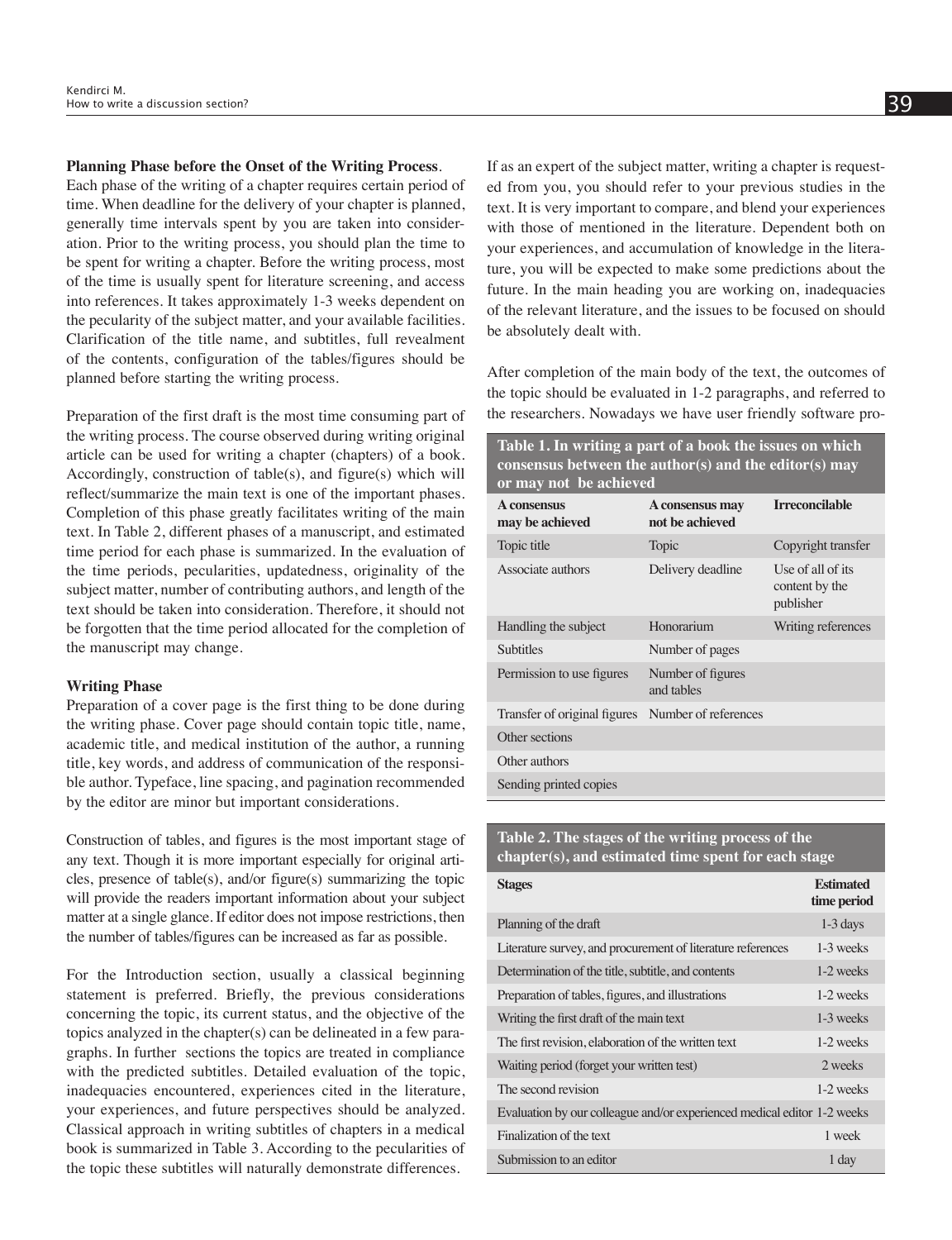**Planning Phase before the Onset of the Writing Process**.

Each phase of the writing of a chapter requires certain period of time. When deadline for the delivery of your chapter is planned, generally time intervals spent by you are taken into consideration. Prior to the writing process, you should plan the time to be spent for writing a chapter. Before the writing process, most of the time is usually spent for literature screening, and access into references. It takes approximately 1-3 weeks dependent on the peculiarity of the subject matter, and your available facilities. Clarification of the title name, and subtitles, full revealment of the contents, configuration of the tables/figures should be planned before starting the writing process.

Preparation of the first draft is the most time consuming part of the writing process. The course observed during writing original article can be used for writing a chapter (chapters) of a book. Accordingly, construction of table(s), and figure(s) which will reflect/summarize the main text is one of the important phases. Completion of this phase greatly facilitates writing of the main text. In Table 2, different phases of a manuscript, and estimated time period for each phase is summarized. In the evaluation of the time periods, pecularities, updatedness, originality of the subject matter, number of contributing authors, and length of the text should be taken into consideration. Therefore, it should not be forgotten that the time period allocated for the completion of the manuscript may change.

**Writing Phase**

Preparation of a cover page is the first thing to be done during the writing phase. Cover page should contain topic title, name, academic title, and medical institution of the author, a running title, key words, and address of communication of the responsible author. Typeface, line spacing, and pagination recommended by the editor are minor but important considerations.

Construction of tables, and figures is the most important stage of any text. Though it is more important especially for original articles, presence of table(s), and/or figure(s) summarizing the topic will provide the readers important information about your subject matter at a single glance. If editor does not impose restrictions, then the number of tables/figures can be increased as far as possible.

For the Introduction section, usually a classical beginning statement is preferred. Briefly, the previous considerations concerning the topic, its current status, and the objective of the topics analyzed in the chapter(s) can be delineated in a few paragraphs. In further sections the topics are treated in compliance with the predicted subtitles. Detailed evaluation of the topic, inadequacies encountered, experiences cited in the literature, your experiences, and future perspectives should be analyzed. Classical approach in writing subtitles of chapters in a medical book is summarized in Table 3. According to the pecularities of the topic these subtitles will naturally demonstrate differences.

If as an expert of the subject matter, writing a chapter is requested from you, you should refer to your previous studies in the text. It is very important to compare, and blend your experiences with those of mentioned in the literature. Dependent both on your experiences, and accumulation of knowledge in the literature, you will be expected to make some predictions about the future. In the main heading you are working on, inadequacies of the relevant literature, and the issues to be focused on should be absolutely dealt with.

After completion of the main body of the text, the outcomes of the topic should be evaluated in 1-2 paragraphs, and referred to the researchers. Nowadays we have user friendly software pro-

**Table 1. In writing a part of a book the issues on which consensus between the author(s) and the editor(s) may or may not be achieved**

| A consensus may be achieved | A consensus may not be achieved | Irreconcilable |
|---|---|---|
| Topic title | Topic | Copyright transfer |
| Associate authors | Delivery deadline | Use of all of its content by the publisher |
| Handling the subject | Honorarium | Writing references |
| Subtitles | Number of pages | |
| Permission to use figures | Number of figures and tables | |
| Transfer of original figures | Number of references | |
| Other sections | | |
| Other authors | | |
| Sending printed copies | | |

**Table 2. The stages of the writing process of the chapter(s), and estimated time spent for each stage**

| Stages | Estimated time period |
|---|---|
| Planning of the draft | 1-3 days |
| Literature survey, and procurement of literature references | 1-3 weeks |
| Determination of the title, subtitle, and contents | 1-2 weeks |
| Preparation of tables, figures, and illustrations | 1-2 weeks |
| Writing the first draft of the main text | 1-3 weeks |
| The first revision, elaboration of the written text | 1-2 weeks |
| Waiting period (forget your written test) | 2 weeks |
| The second revision | 1-2 weeks |
| Evaluation by our colleague and/or experienced medical editor | 1-2 weeks |
| Finalization of the text | 1 week |
| Submission to an editor | 1 day |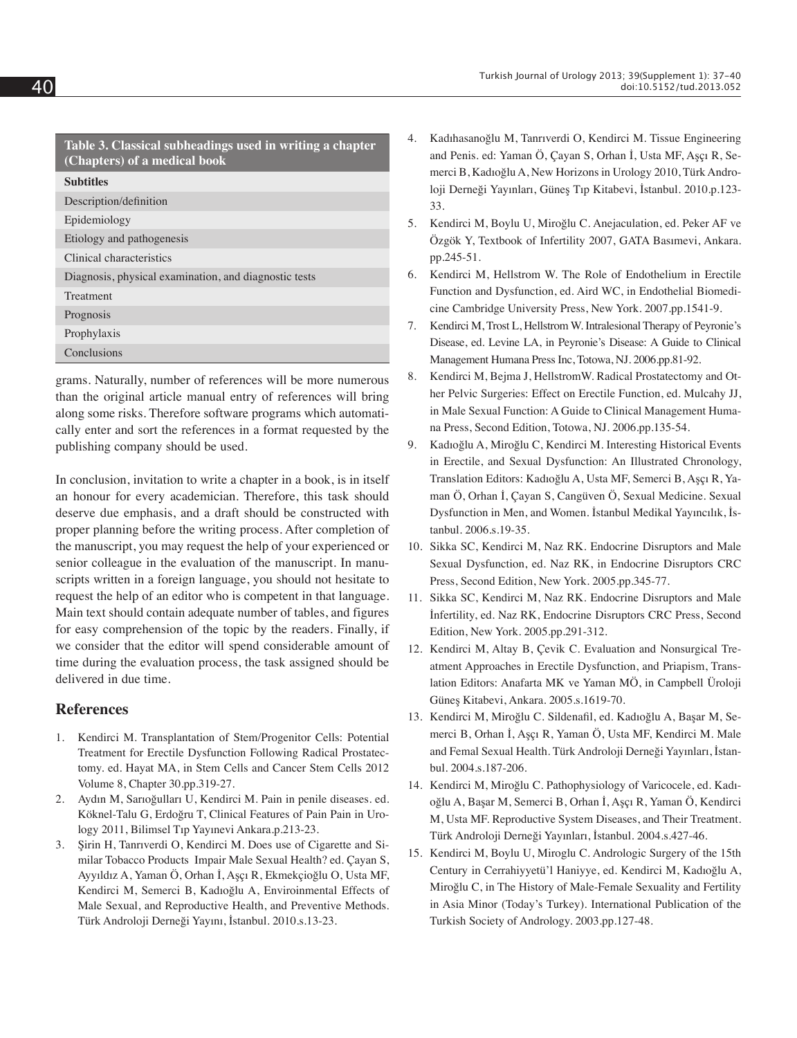**Table 3. Classical subheadings used in writing a chapter (Chapters) of a medical book**

| Subtitles |
|---|
| Description/definition |
| Epidemiology |
| Etiology and pathogenesis |
| Clinical characteristics |
| Diagnosis, physical examination, and diagnostic tests |
| Treatment |
| Prognosis |
| Prophylaxis |
| Conclusions |

grams. Naturally, number of references will be more numerous than the original article manual entry of references will bring along some risks. Therefore software programs which automatically enter and sort the references in a format requested by the publishing company should be used.

In conclusion, invitation to write a chapter in a book, is in itself an honour for every academician. Therefore, this task should deserve due emphasis, and a draft should be constructed with proper planning before the writing process. After completion of the manuscript, you may request the help of your experienced or senior colleague in the evaluation of the manuscript. In manuscripts written in a foreign language, you should not hesitate to request the help of an editor who is competent in that language. Main text should contain adequate number of tables, and figures for easy comprehension of the topic by the readers. Finally, if we consider that the editor will spend considerable amount of time during the evaluation process, the task assigned should be delivered in due time.

## References

1. Kendirci M. Transplantation of Stem/Progenitor Cells: Potential Treatment for Erectile Dysfunction Following Radical Prostatectomy. ed. Hayat MA, in Stem Cells and Cancer Stem Cells 2012 Volume 8, Chapter 30.pp.319-27.
2. Aydın M, Sarıoğulları U, Kendirci M. Pain in penile diseases. ed. Köknel-Talu G, Erdoğru T, Clinical Features of Pain Pain in Urology 2011, Bilimsel Tıp Yayınevi Ankara.p.213-23.
3. Şirin H, Tanrıverdi O, Kendirci M. Does use of Cigarette and Similar Tobacco Products Impair Male Sexual Health? ed. Çayan S, Ayyıldız A, Yaman Ö, Orhan İ, Aşçı R, Ekmekçioğlu O, Usta MF, Kendirci M, Semerci B, Kadıoğlu A, Enviroinmental Effects of Male Sexual, and Reproductive Health, and Preventive Methods. Türk Androloji Derneği Yayını, İstanbul. 2010.s.13-23.
4. Kadıhasanoğlu M, Tanrıverdi O, Kendirci M. Tissue Engineering and Penis. ed: Yaman Ö, Çayan S, Orhan İ, Usta MF, Aşçı R, Semerci B, Kadıoğlu A, New Horizons in Urology 2010, Türk Androloji Derneği Yayınları, Güneş Tıp Kitabevi, İstanbul. 2010.p.123-33.
5. Kendirci M, Boylu U, Miroğlu C. Anejaculation, ed. Peker AF ve Özgök Y, Textbook of Infertility 2007, GATA Basımevi, Ankara. pp.245-51.
6. Kendirci M, Hellstrom W. The Role of Endothelium in Erectile Function and Dysfunction, ed. Aird WC, in Endothelial Biomedicine Cambridge University Press, New York. 2007.pp.1541-9.
7. Kendirci M, Trost L, Hellstrom W. Intralesional Therapy of Peyronie's Disease, ed. Levine LA, in Peyronie's Disease: A Guide to Clinical Management Humana Press Inc, Totowa, NJ. 2006.pp.81-92.
8. Kendirci M, Bejma J, HellstromW. Radical Prostatectomy and Other Pelvic Surgeries: Effect on Erectile Function, ed. Mulcahy JJ, in Male Sexual Function: A Guide to Clinical Management Humana Press, Second Edition, Totowa, NJ. 2006.pp.135-54.
9. Kadıoğlu A, Miroğlu C, Kendirci M. Interesting Historical Events in Erectile, and Sexual Dysfunction: An Illustrated Chronology, Translation Editors: Kadıoğlu A, Usta MF, Semerci B, Aşçı R, Yaman Ö, Orhan İ, Çayan S, Cangüven Ö, Sexual Medicine. Sexual Dysfunction in Men, and Women. İstanbul Medikal Yayıncılık, İstanbul. 2006.s.19-35.
10. Sikka SC, Kendirci M, Naz RK. Endocrine Disruptors and Male Sexual Dysfunction, ed. Naz RK, in Endocrine Disruptors CRC Press, Second Edition, New York. 2005.pp.345-77.
11. Sikka SC, Kendirci M, Naz RK. Endocrine Disruptors and Male İnfertility, ed. Naz RK, Endocrine Disruptors CRC Press, Second Edition, New York. 2005.pp.291-312.
12. Kendirci M, Altay B, Çevik C. Evaluation and Nonsurgical Treatment Approaches in Erectile Dysfunction, and Priapism, Translation Editors: Anafarta MK ve Yaman MÖ, in Campbell Üroloji Güneş Kitabevi, Ankara. 2005.s.1619-70.
13. Kendirci M, Miroğlu C. Sildenafil, ed. Kadıoğlu A, Başar M, Semerci B, Orhan İ, Aşçı R, Yaman Ö, Usta MF, Kendirci M. Male and Femal Sexual Health. Türk Androloji Derneği Yayınları, İstanbul. 2004.s.187-206.
14. Kendirci M, Miroğlu C. Pathophysiology of Varicocele, ed. Kadıoğlu A, Başar M, Semerci B, Orhan İ, Aşçı R, Yaman Ö, Kendirci M, Usta MF. Reproductive System Diseases, and Their Treatment. Türk Androloji Derneği Yayınları, İstanbul. 2004.s.427-46.
15. Kendirci M, Boylu U, Miroglu C. Andrologic Surgery of the 15th Century in Cerrahiyyetü'l Haniyye, ed. Kendirci M, Kadıoğlu A, Miroğlu C, in The History of Male-Female Sexuality and Fertility in Asia Minor (Today's Turkey). International Publication of the Turkish Society of Andrology. 2003.pp.127-48.